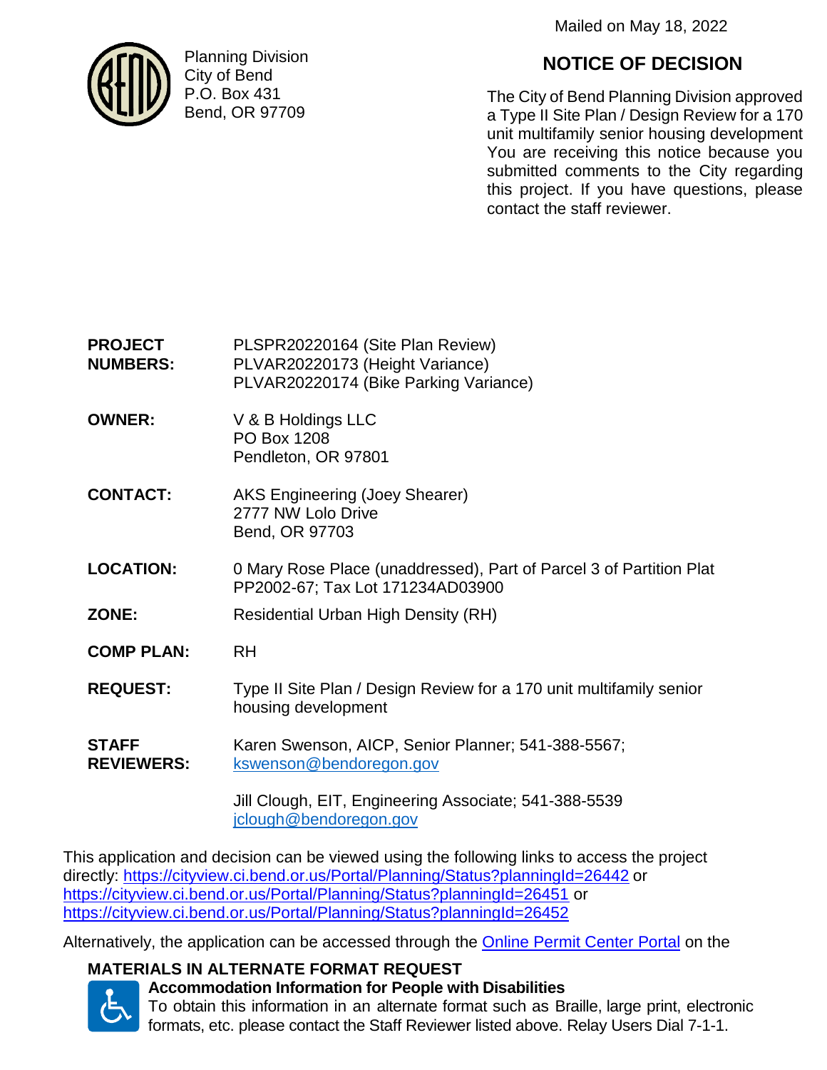Mailed on May 18, 2022

Planning Division
City of Bend
P.O. Box 431
Bend, OR 97709

# NOTICE OF DECISION

The City of Bend Planning Division approved a Type II Site Plan / Design Review for a 170 unit multifamily senior housing development You are receiving this notice because you submitted comments to the City regarding this project. If you have questions, please contact the staff reviewer.

**PROJECT NUMBERS:** PLSPR20220164 (Site Plan Review)
PLVAR20220173 (Height Variance)
PLVAR20220174 (Bike Parking Variance)

**OWNER:** V & B Holdings LLC
PO Box 1208
Pendleton, OR 97801

**CONTACT:** AKS Engineering (Joey Shearer)
2777 NW Lolo Drive
Bend, OR 97703

**LOCATION:** 0 Mary Rose Place (unaddressed), Part of Parcel 3 of Partition Plat PP2002-67; Tax Lot 171234AD03900

**ZONE:** Residential Urban High Density (RH)

**COMP PLAN:** RH

**REQUEST:** Type II Site Plan / Design Review for a 170 unit multifamily senior housing development

**STAFF REVIEWERS:** Karen Swenson, AICP, Senior Planner; 541-388-5567; [kswenson@bendoregon.gov](mailto:kswenson@bendoregon.gov)

Jill Clough, EIT, Engineering Associate; 541-388-5539 [jclough@bendoregon.gov](mailto:jclough@bendoregon.gov)

This application and decision can be viewed using the following links to access the project directly: https://cityview.ci.bend.or.us/Portal/Planning/Status?planningId=26442 or https://cityview.ci.bend.or.us/Portal/Planning/Status?planningId=26451 or https://cityview.ci.bend.or.us/Portal/Planning/Status?planningId=26452

Alternatively, the application can be accessed through the Online Permit Center Portal on the

**MATERIALS IN ALTERNATE FORMAT REQUEST**

**Accommodation Information for People with Disabilities**

To obtain this information in an alternate format such as Braille, large print, electronic formats, etc. please contact the Staff Reviewer listed above. Relay Users Dial 7-1-1.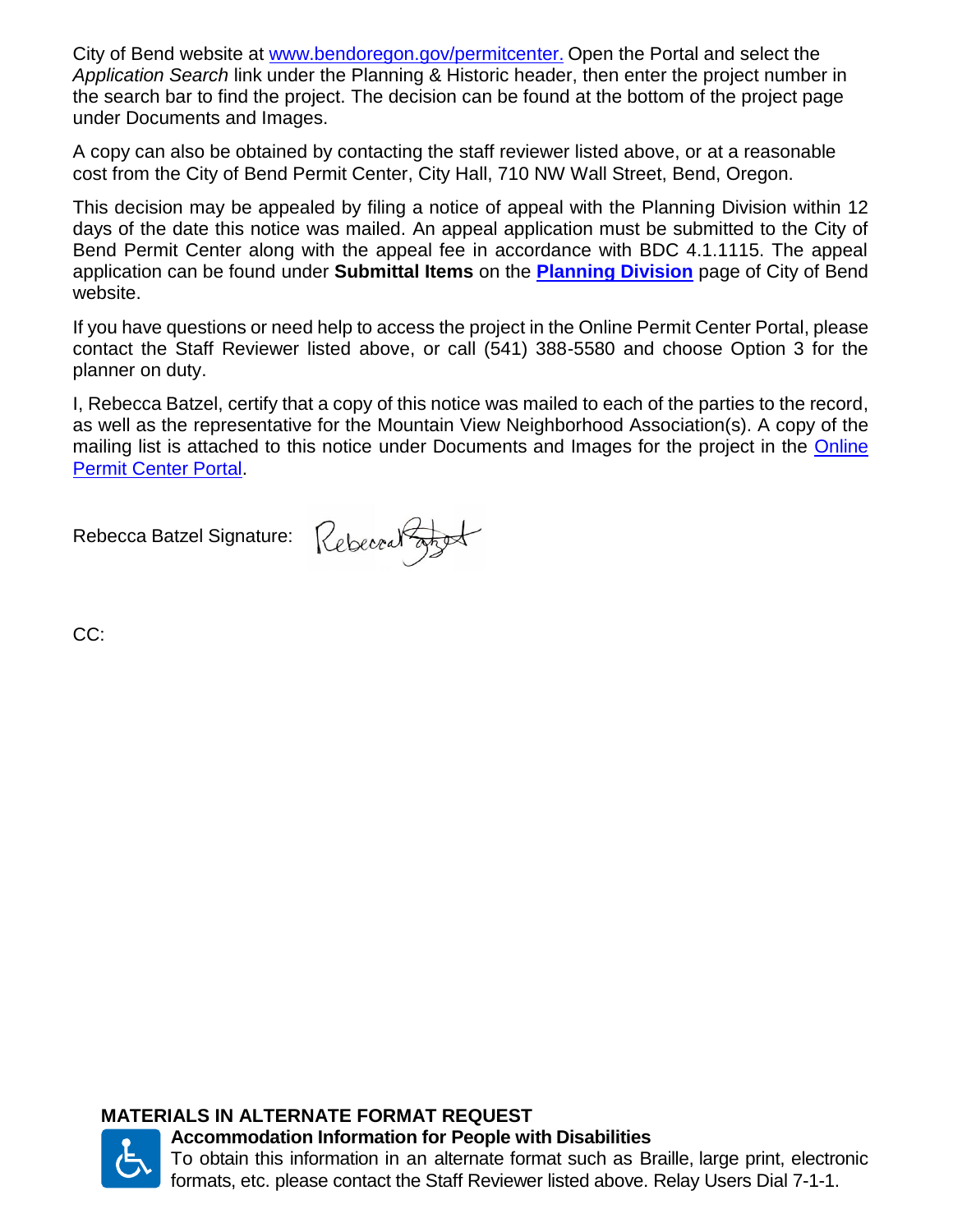City of Bend website at www.bendoregon.gov/permitcenter. Open the Portal and select the *Application Search* link under the Planning & Historic header, then enter the project number in the search bar to find the project. The decision can be found at the bottom of the project page under Documents and Images.

A copy can also be obtained by contacting the staff reviewer listed above, or at a reasonable cost from the City of Bend Permit Center, City Hall, 710 NW Wall Street, Bend, Oregon.

This decision may be appealed by filing a notice of appeal with the Planning Division within 12 days of the date this notice was mailed. An appeal application must be submitted to the City of Bend Permit Center along with the appeal fee in accordance with BDC 4.1.1115. The appeal application can be found under **Submittal Items** on the **Planning Division** page of City of Bend website.

If you have questions or need help to access the project in the Online Permit Center Portal, please contact the Staff Reviewer listed above, or call (541) 388-5580 and choose Option 3 for the planner on duty.

I, Rebecca Batzel, certify that a copy of this notice was mailed to each of the parties to the record, as well as the representative for the Mountain View Neighborhood Association(s). A copy of the mailing list is attached to this notice under Documents and Images for the project in the Online Permit Center Portal.

Rebecca Batzel Signature: Rebecca Batzel

CC:

**MATERIALS IN ALTERNATE FORMAT REQUEST**

**Accommodation Information for People with Disabilities**

To obtain this information in an alternate format such as Braille, large print, electronic formats, etc. please contact the Staff Reviewer listed above. Relay Users Dial 7-1-1.